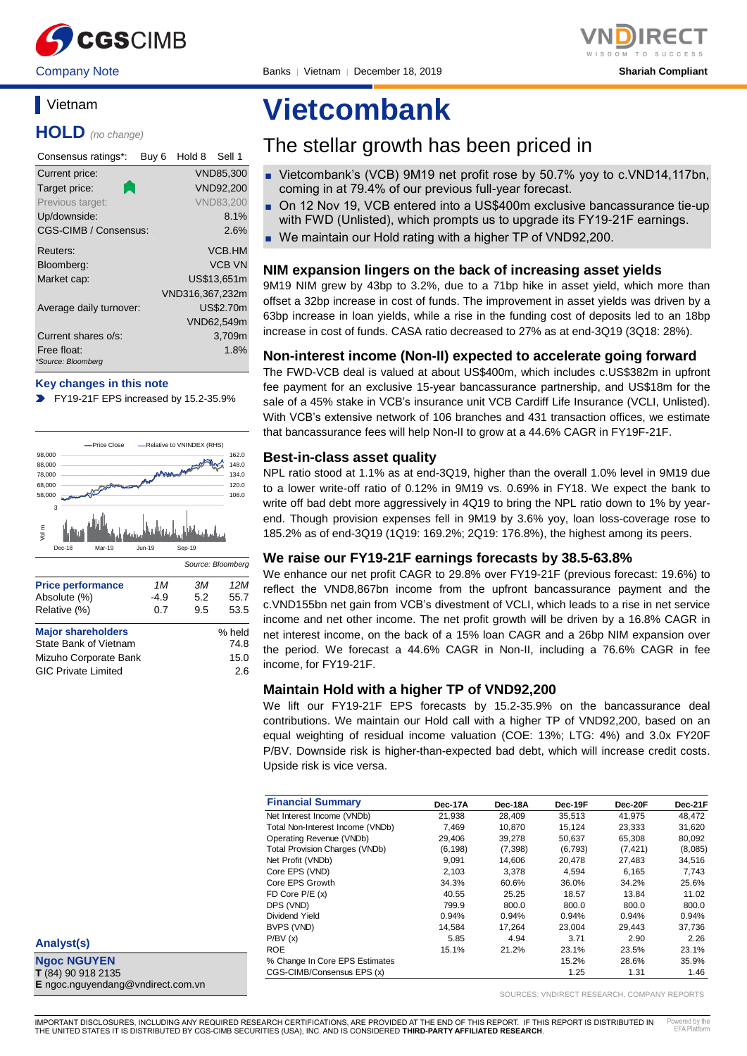Company Note | Banks | Vietnam | December 18, 2019 | Shariah Compliant

# Vietcombank

## The stellar growth has been priced in

- Vietcombank's (VCB) 9M19 net profit rose by 50.7% yoy to c.VND14,117bn, coming in at 79.4% of our previous full-year forecast.
- On 12 Nov 19, VCB entered into a US$400m exclusive bancassurance tie-up with FWD (Unlisted), which prompts us to upgrade its FY19-21F earnings.
- We maintain our Hold rating with a higher TP of VND92,200.

### NIM expansion lingers on the back of increasing asset yields

9M19 NIM grew by 43bp to 3.2%, due to a 71bp hike in asset yield, which more than offset a 32bp increase in cost of funds. The improvement in asset yields was driven by a 63bp increase in loan yields, while a rise in the funding cost of deposits led to an 18bp increase in cost of funds. CASA ratio decreased to 27% as at end-3Q19 (3Q18: 28%).

### Non-interest income (Non-II) expected to accelerate going forward

The FWD-VCB deal is valued at about US$400m, which includes c.US$382m in upfront fee payment for an exclusive 15-year bancassurance partnership, and US$18m for the sale of a 45% stake in VCB's insurance unit VCB Cardiff Life Insurance (VCLI, Unlisted). With VCB's extensive network of 106 branches and 431 transaction offices, we estimate that bancassurance fees will help Non-II to grow at a 44.6% CAGR in FY19F-21F.

### Best-in-class asset quality

NPL ratio stood at 1.1% as at end-3Q19, higher than the overall 1.0% level in 9M19 due to a lower write-off ratio of 0.12% in 9M19 vs. 0.69% in FY18. We expect the bank to write off bad debt more aggressively in 4Q19 to bring the NPL ratio down to 1% by year-end. Though provision expenses fell in 9M19 by 3.6% yoy, loan loss-coverage rose to 185.2% as of end-3Q19 (1Q19: 169.2%; 2Q19: 176.8%), the highest among its peers.

### We raise our FY19-21F earnings forecasts by 38.5-63.8%

We enhance our net profit CAGR to 29.8% over FY19-21F (previous forecast: 19.6%) to reflect the VND8,867bn income from the upfront bancassurance payment and the c.VND155bn net gain from VCB's divestment of VCLI, which leads to a rise in net service income and net other income. The net profit growth will be driven by a 16.8% CAGR in net interest income, on the back of a 15% loan CAGR and a 26bp NIM expansion over the period. We forecast a 44.6% CAGR in Non-II, including a 76.6% CAGR in fee income, for FY19-21F.

### Maintain Hold with a higher TP of VND92,200

We lift our FY19-21F EPS forecasts by 15.2-35.9% on the bancassurance deal contributions. We maintain our Hold call with a higher TP of VND92,200, based on an equal weighting of residual income valuation (COE: 13%; LTG: 4%) and 3.0x FY20F P/BV. Downside risk is higher-than-expected bad debt, which will increase credit costs. Upside risk is vice versa.

## Vietnam

**HOLD** *(no change)*

| Consensus ratings*: | Buy 6 | Hold 8 | Sell 1 |
|---|---|---|---|

| | |
|---|---|
| Current price: | VND85,300 |
| Target price: | VND92,200 |
| Previous target: | VND83,200 |
| Up/downside: | 8.1% |
| CGS-CIMB / Consensus: | 2.6% |
| Reuters: | VCB.HM |
| Bloomberg: | VCB VN |
| Market cap: | US$13,651m |
| | VND316,367,232m |
| Average daily turnover: | US$2.70m |
| | VND62,549m |
| Current shares o/s: | 3,709m |
| Free float: | 1.8% |

*Source: Bloomberg

**Key changes in this note**

- FY19-21F EPS increased by 15.2-35.9%

Source: Bloomberg

| Price performance | 1M | 3M | 12M |
|---|---|---|---|
| Absolute (%) | -4.9 | 5.2 | 55.7 |
| Relative (%) | 0.7 | 9.5 | 53.5 |

| Major shareholders | % held |
|---|---|
| State Bank of Vietnam | 74.8 |
| Mizuho Corporate Bank | 15.0 |
| GIC Private Limited | 2.6 |

**Analyst(s)**

**Ngoc NGUYEN**
T (84) 90 918 2135
E ngoc.nguyendang@vndirect.com.vn

| Financial Summary | Dec-17A | Dec-18A | Dec-19F | Dec-20F | Dec-21F |
|---|---|---|---|---|---|
| Net Interest Income (VNDb) | 21,938 | 28,409 | 35,513 | 41,975 | 48,472 |
| Total Non-Interest Income (VNDb) | 7,469 | 10,870 | 15,124 | 23,333 | 31,620 |
| Operating Revenue (VNDb) | 29,406 | 39,278 | 50,637 | 65,308 | 80,092 |
| Total Provision Charges (VNDb) | (6,198) | (7,398) | (6,793) | (7,421) | (8,085) |
| Net Profit (VNDb) | 9,091 | 14,606 | 20,478 | 27,483 | 34,516 |
| Core EPS (VND) | 2,103 | 3,378 | 4,594 | 6,165 | 7,743 |
| Core EPS Growth | 34.3% | 60.6% | 36.0% | 34.2% | 25.6% |
| FD Core P/E (x) | 40.55 | 25.25 | 18.57 | 13.84 | 11.02 |
| DPS (VND) | 799.9 | 800.0 | 800.0 | 800.0 | 800.0 |
| Dividend Yield | 0.94% | 0.94% | 0.94% | 0.94% | 0.94% |
| BVPS (VND) | 14,584 | 17,264 | 23,004 | 29,443 | 37,736 |
| P/BV (x) | 5.85 | 4.94 | 3.71 | 2.90 | 2.26 |
| ROE | 15.1% | 21.2% | 23.1% | 23.5% | 23.1% |
| % Change In Core EPS Estimates | | | 15.2% | 28.6% | 35.9% |
| CGS-CIMB/Consensus EPS (x) | | | 1.25 | 1.31 | 1.46 |

SOURCES: VNDIRECT RESEARCH, COMPANY REPORTS

IMPORTANT DISCLOSURES, INCLUDING ANY REQUIRED RESEARCH CERTIFICATIONS, ARE PROVIDED AT THE END OF THIS REPORT. IF THIS REPORT IS DISTRIBUTED IN THE UNITED STATES IT IS DISTRIBUTED BY CGS-CIMB SECURITIES (USA), INC. AND IS CONSIDERED **THIRD-PARTY AFFILIATED RESEARCH**.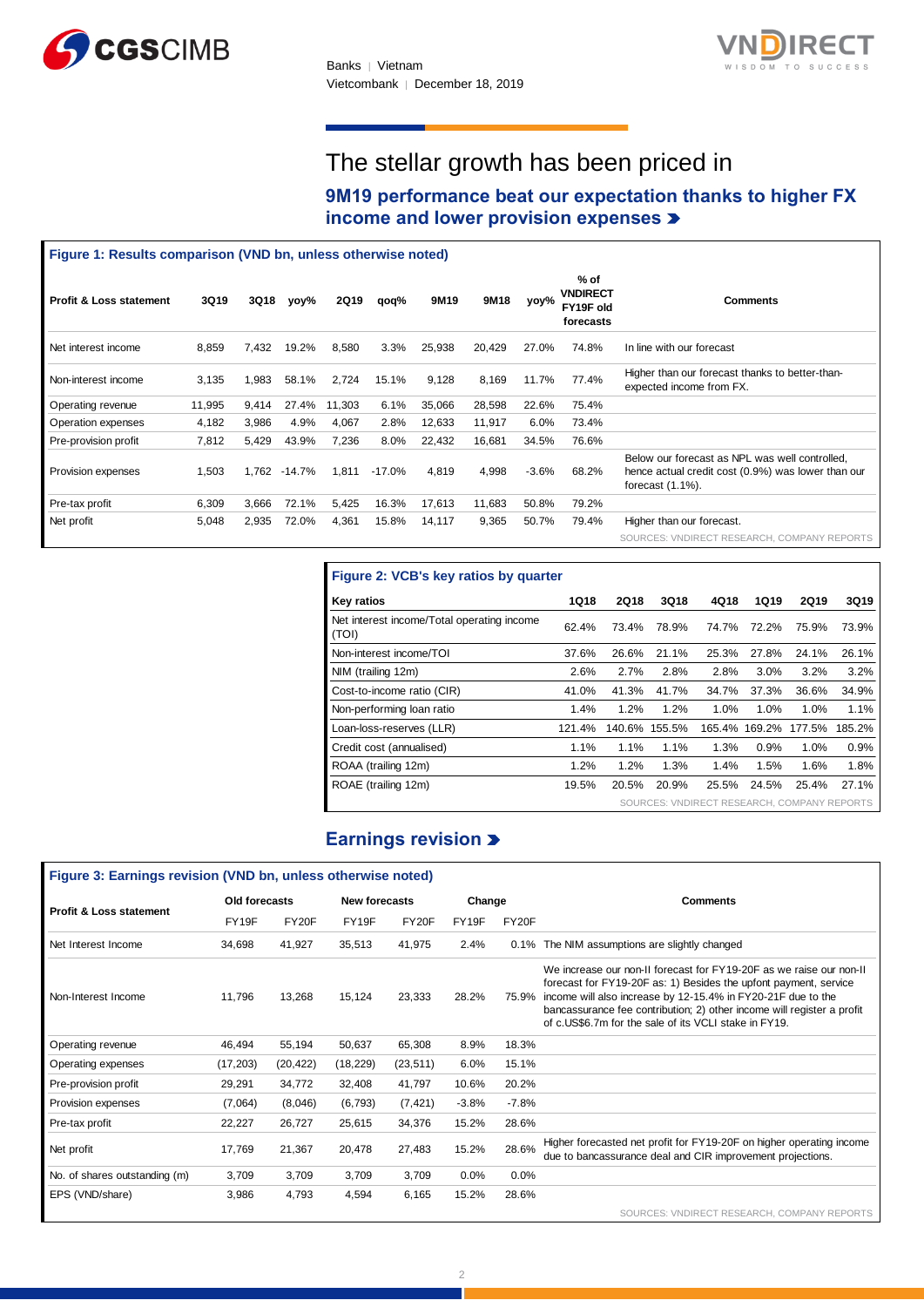# The stellar growth has been priced in

## 9M19 performance beat our expectation thanks to higher FX income and lower provision expenses

**Figure 1: Results comparison (VND bn, unless otherwise noted)**

| Profit & Loss statement | 3Q19 | 3Q18 | yoy% | 2Q19 | qoq% | 9M19 | 9M18 | yoy% | % of VNDIRECT FY19F old forecasts | Comments |
|---|---|---|---|---|---|---|---|---|---|---|
| Net interest income | 8,859 | 7,432 | 19.2% | 8,580 | 3.3% | 25,938 | 20,429 | 27.0% | 74.8% | In line with our forecast |
| Non-interest income | 3,135 | 1,983 | 58.1% | 2,724 | 15.1% | 9,128 | 8,169 | 11.7% | 77.4% | Higher than our forecast thanks to better-than-expected income from FX. |
| Operating revenue | 11,995 | 9,414 | 27.4% | 11,303 | 6.1% | 35,066 | 28,598 | 22.6% | 75.4% | |
| Operation expenses | 4,182 | 3,986 | 4.9% | 4,067 | 2.8% | 12,633 | 11,917 | 6.0% | 73.4% | |
| Pre-provision profit | 7,812 | 5,429 | 43.9% | 7,236 | 8.0% | 22,432 | 16,681 | 34.5% | 76.6% | |
| Provision expenses | 1,503 | 1,762 | -14.7% | 1,811 | -17.0% | 4,819 | 4,998 | -3.6% | 68.2% | Below our forecast as NPL was well controlled, hence actual credit cost (0.9%) was lower than our forecast (1.1%). |
| Pre-tax profit | 6,309 | 3,666 | 72.1% | 5,425 | 16.3% | 17,613 | 11,683 | 50.8% | 79.2% | |
| Net profit | 5,048 | 2,935 | 72.0% | 4,361 | 15.8% | 14,117 | 9,365 | 50.7% | 79.4% | Higher than our forecast. |

SOURCES: VNDIRECT RESEARCH, COMPANY REPORTS

**Figure 2: VCB's key ratios by quarter**

| Key ratios | 1Q18 | 2Q18 | 3Q18 | 4Q18 | 1Q19 | 2Q19 | 3Q19 |
|---|---|---|---|---|---|---|---|
| Net interest income/Total operating income (TOI) | 62.4% | 73.4% | 78.9% | 74.7% | 72.2% | 75.9% | 73.9% |
| Non-interest income/TOI | 37.6% | 26.6% | 21.1% | 25.3% | 27.8% | 24.1% | 26.1% |
| NIM (trailing 12m) | 2.6% | 2.7% | 2.8% | 2.8% | 3.0% | 3.2% | 3.2% |
| Cost-to-income ratio (CIR) | 41.0% | 41.3% | 41.7% | 34.7% | 37.3% | 36.6% | 34.9% |
| Non-performing loan ratio | 1.4% | 1.2% | 1.2% | 1.0% | 1.0% | 1.0% | 1.1% |
| Loan-loss-reserves (LLR) | 121.4% | 140.6% | 155.5% | 165.4% | 169.2% | 177.5% | 185.2% |
| Credit cost (annualised) | 1.1% | 1.1% | 1.1% | 1.3% | 0.9% | 1.0% | 0.9% |
| ROAA (trailing 12m) | 1.2% | 1.2% | 1.3% | 1.4% | 1.5% | 1.6% | 1.8% |
| ROAE (trailing 12m) | 19.5% | 20.5% | 20.9% | 25.5% | 24.5% | 25.4% | 27.1% |

SOURCES: VNDIRECT RESEARCH, COMPANY REPORTS

## Earnings revision

**Figure 3: Earnings revision (VND bn, unless otherwise noted)**

| Profit & Loss statement | Old forecasts | | New forecasts | | Change | | Comments |
|---|---|---|---|---|---|---|---|
| | FY19F | FY20F | FY19F | FY20F | FY19F | FY20F | |
| Net Interest Income | 34,698 | 41,927 | 35,513 | 41,975 | 2.4% | 0.1% | The NIM assumptions are slightly changed |
| Non-Interest Income | 11,796 | 13,268 | 15,124 | 23,333 | 28.2% | 75.9% | We increase our non-II forecast for FY19-20F as we raise our non-II forecast for FY19-20F as: 1) Besides the upfont payment, service income will also increase by 12-15.4% in FY20-21F due to the bancassurance fee contribution; 2) other income will register a profit of c.US$6.7m for the sale of its VCLI stake in FY19. |
| Operating revenue | 46,494 | 55,194 | 50,637 | 65,308 | 8.9% | 18.3% | |
| Operating expenses | (17,203) | (20,422) | (18,229) | (23,511) | 6.0% | 15.1% | |
| Pre-provision profit | 29,291 | 34,772 | 32,408 | 41,797 | 10.6% | 20.2% | |
| Provision expenses | (7,064) | (8,046) | (6,793) | (7,421) | -3.8% | -7.8% | |
| Pre-tax profit | 22,227 | 26,727 | 25,615 | 34,376 | 15.2% | 28.6% | |
| Net profit | 17,769 | 21,367 | 20,478 | 27,483 | 15.2% | 28.6% | Higher forecasted net profit for FY19-20F on higher operating income due to bancassurance deal and CIR improvement projections. |
| No. of shares outstanding (m) | 3,709 | 3,709 | 3,709 | 3,709 | 0.0% | 0.0% | |
| EPS (VND/share) | 3,986 | 4,793 | 4,594 | 6,165 | 15.2% | 28.6% | |

SOURCES: VNDIRECT RESEARCH, COMPANY REPORTS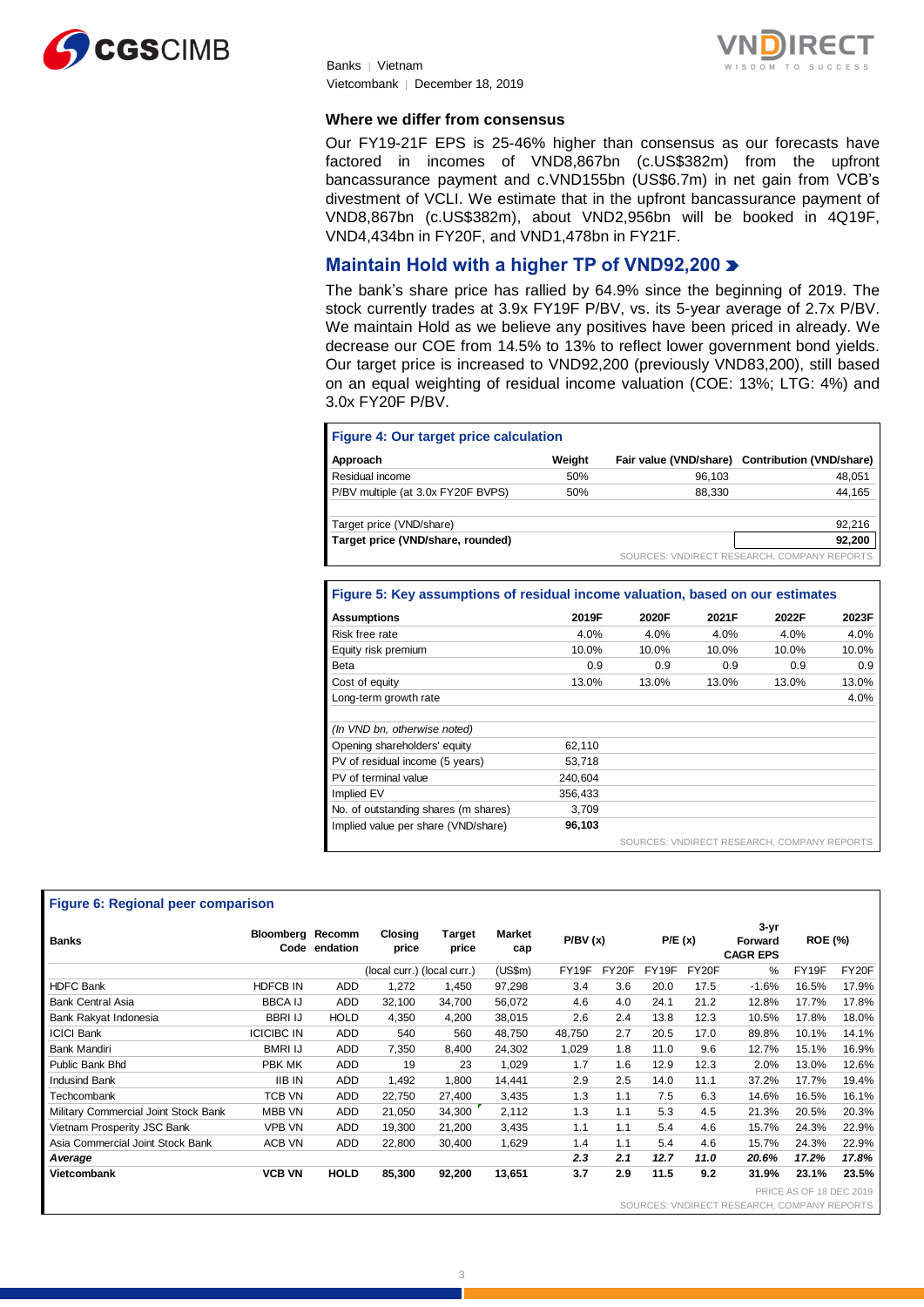### Where we differ from consensus

Our FY19-21F EPS is 25-46% higher than consensus as our forecasts have factored in incomes of VND8,867bn (c.US$382m) from the upfront bancassurance payment and c.VND155bn (US$6.7m) in net gain from VCB's divestment of VCLI. We estimate that in the upfront bancassurance payment of VND8,867bn (c.US$382m), about VND2,956bn will be booked in 4Q19F, VND4,434bn in FY20F, and VND1,478bn in FY21F.

## Maintain Hold with a higher TP of VND92,200

The bank's share price has rallied by 64.9% since the beginning of 2019. The stock currently trades at 3.9x FY19F P/BV, vs. its 5-year average of 2.7x P/BV. We maintain Hold as we believe any positives have been priced in already. We decrease our COE from 14.5% to 13% to reflect lower government bond yields. Our target price is increased to VND92,200 (previously VND83,200), still based on an equal weighting of residual income valuation (COE: 13%; LTG: 4%) and 3.0x FY20F P/BV.

**Figure 4: Our target price calculation**

| Approach | Weight | Fair value (VND/share) | Contribution (VND/share) |
|---|---|---|---|
| Residual income | 50% | 96,103 | 48,051 |
| P/BV multiple (at 3.0x FY20F BVPS) | 50% | 88,330 | 44,165 |
| | | | |
| Target price (VND/share) | | | 92,216 |
| **Target price (VND/share, rounded)** | | | **92,200** |

SOURCES: VNDIRECT RESEARCH, COMPANY REPORTS

**Figure 5: Key assumptions of residual income valuation, based on our estimates**

| Assumptions | 2019F | 2020F | 2021F | 2022F | 2023F |
|---|---|---|---|---|---|
| Risk free rate | 4.0% | 4.0% | 4.0% | 4.0% | 4.0% |
| Equity risk premium | 10.0% | 10.0% | 10.0% | 10.0% | 10.0% |
| Beta | 0.9 | 0.9 | 0.9 | 0.9 | 0.9 |
| Cost of equity | 13.0% | 13.0% | 13.0% | 13.0% | 13.0% |
| Long-term growth rate | | | | | 4.0% |
| | | | | | |
| *(In VND bn, otherwise noted)* | | | | | |
| Opening shareholders' equity | 62,110 | | | | |
| PV of residual income (5 years) | 53,718 | | | | |
| PV of terminal value | 240,604 | | | | |
| Implied EV | 356,433 | | | | |
| No. of outstanding shares (m shares) | 3,709 | | | | |
| Implied value per share (VND/share) | **96,103** | | | | |

SOURCES: VNDIRECT RESEARCH, COMPANY REPORTS

**Figure 6: Regional peer comparison**

| Banks | Bloomberg Code | Recommendation | Closing price | Target price | Market cap | P/BV (x) | | P/E (x) | | 3-yr Forward CAGR EPS | ROE (%) | |
|---|---|---|---|---|---|---|---|---|---|---|---|---|
| | | | (local curr.) | (local curr.) | (US$m) | FY19F | FY20F | FY19F | FY20F | % | FY19F | FY20F |
| HDFC Bank | HDFCB IN | ADD | 1,272 | 1,450 | 97,298 | 3.4 | 3.6 | 20.0 | 17.5 | -1.6% | 16.5% | 17.9% |
| Bank Central Asia | BBCA IJ | ADD | 32,100 | 34,700 | 56,072 | 4.6 | 4.0 | 24.1 | 21.2 | 12.8% | 17.7% | 17.8% |
| Bank Rakyat Indonesia | BBRI IJ | HOLD | 4,350 | 4,200 | 38,015 | 2.6 | 2.4 | 13.8 | 12.3 | 10.5% | 17.8% | 18.0% |
| ICICI Bank | ICICIBC IN | ADD | 540 | 560 | 48,750 | 48,750 | 2.7 | 20.5 | 17.0 | 89.8% | 10.1% | 14.1% |
| Bank Mandiri | BMRI IJ | ADD | 7,350 | 8,400 | 24,302 | 1,029 | 1.8 | 11.0 | 9.6 | 12.7% | 15.1% | 16.9% |
| Public Bank Bhd | PBK MK | ADD | 19 | 23 | 1,029 | 1.7 | 1.6 | 12.9 | 12.3 | 2.0% | 13.0% | 12.6% |
| Indusind Bank | IIB IN | ADD | 1,492 | 1,800 | 14,441 | 2.9 | 2.5 | 14.0 | 11.1 | 37.2% | 17.7% | 19.4% |
| Techcombank | TCB VN | ADD | 22,750 | 27,400 | 3,435 | 1.3 | 1.1 | 7.5 | 6.3 | 14.6% | 16.5% | 16.1% |
| Military Commercial Joint Stock Bank | MBB VN | ADD | 21,050 | 34,300 | 2,112 | 1.3 | 1.1 | 5.3 | 4.5 | 21.3% | 20.5% | 20.3% |
| Vietnam Prosperity JSC Bank | VPB VN | ADD | 19,300 | 21,200 | 3,435 | 1.1 | 1.1 | 5.4 | 4.6 | 15.7% | 24.3% | 22.9% |
| Asia Commercial Joint Stock Bank | ACB VN | ADD | 22,800 | 30,400 | 1,629 | 1.4 | 1.1 | 5.4 | 4.6 | 15.7% | 24.3% | 22.9% |
| ***Average*** | | | | | | ***2.3*** | ***2.1*** | ***12.7*** | ***11.0*** | ***20.6%*** | ***17.2%*** | ***17.8%*** |
| **Vietcombank** | **VCB VN** | **HOLD** | **85,300** | **92,200** | **13,651** | **3.7** | **2.9** | **11.5** | **9.2** | **31.9%** | **23.1%** | **23.5%** |

PRICE AS OF 18 DEC 2019

SOURCES: VNDIRECT RESEARCH, COMPANY REPORTS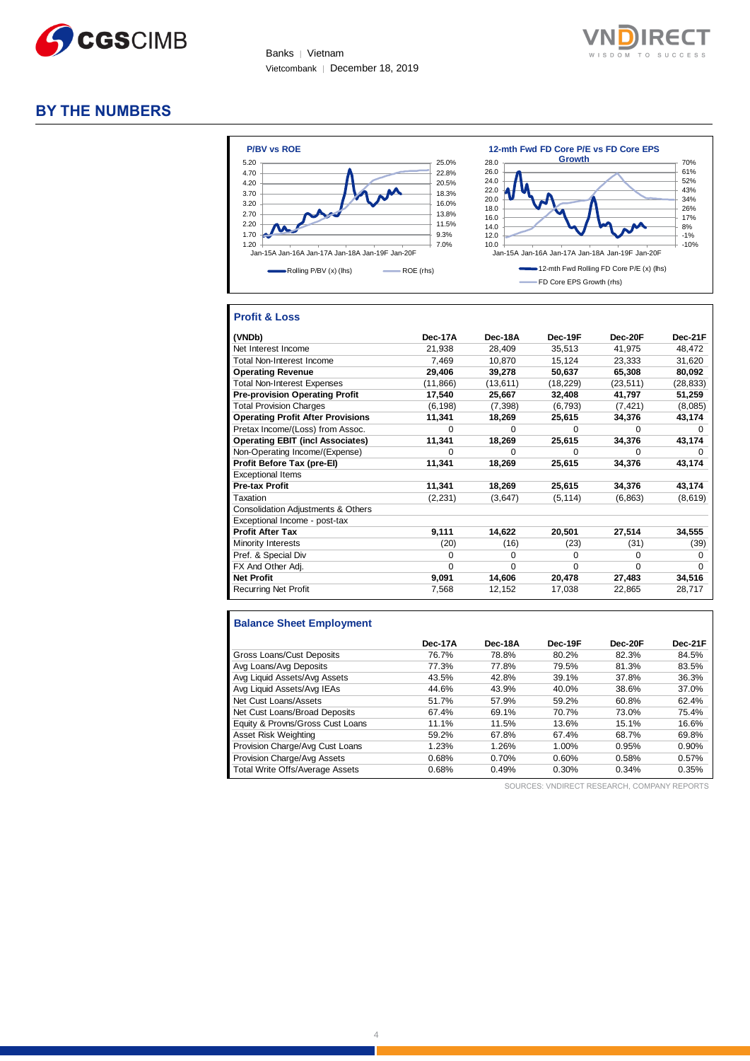# BY THE NUMBERS

**P/BV vs ROE**

Rolling P/BV (x) (lhs) — ROE (rhs)

**12-mth Fwd FD Core P/E vs FD Core EPS Growth**

12-mth Fwd Rolling FD Core P/E (x) (lhs) — FD Core EPS Growth (rhs)

## Profit & Loss

| (VNDb) | Dec-17A | Dec-18A | Dec-19F | Dec-20F | Dec-21F |
|---|---|---|---|---|---|
| Net Interest Income | 21,938 | 28,409 | 35,513 | 41,975 | 48,472 |
| Total Non-Interest Income | 7,469 | 10,870 | 15,124 | 23,333 | 31,620 |
| **Operating Revenue** | **29,406** | **39,278** | **50,637** | **65,308** | **80,092** |
| Total Non-Interest Expenses | (11,866) | (13,611) | (18,229) | (23,511) | (28,833) |
| **Pre-provision Operating Profit** | **17,540** | **25,667** | **32,408** | **41,797** | **51,259** |
| Total Provision Charges | (6,198) | (7,398) | (6,793) | (7,421) | (8,085) |
| **Operating Profit After Provisions** | **11,341** | **18,269** | **25,615** | **34,376** | **43,174** |
| Pretax Income/(Loss) from Assoc. | 0 | 0 | 0 | 0 | 0 |
| **Operating EBIT (incl Associates)** | **11,341** | **18,269** | **25,615** | **34,376** | **43,174** |
| Non-Operating Income/(Expense) | 0 | 0 | 0 | 0 | 0 |
| **Profit Before Tax (pre-EI)** | **11,341** | **18,269** | **25,615** | **34,376** | **43,174** |
| Exceptional Items | | | | | |
| **Pre-tax Profit** | **11,341** | **18,269** | **25,615** | **34,376** | **43,174** |
| Taxation | (2,231) | (3,647) | (5,114) | (6,863) | (8,619) |
| Consolidation Adjustments & Others | | | | | |
| Exceptional Income - post-tax | | | | | |
| **Profit After Tax** | **9,111** | **14,622** | **20,501** | **27,514** | **34,555** |
| Minority Interests | (20) | (16) | (23) | (31) | (39) |
| Pref. & Special Div | 0 | 0 | 0 | 0 | 0 |
| FX And Other Adj. | 0 | 0 | 0 | 0 | 0 |
| **Net Profit** | **9,091** | **14,606** | **20,478** | **27,483** | **34,516** |
| Recurring Net Profit | 7,568 | 12,152 | 17,038 | 22,865 | 28,717 |

## Balance Sheet Employment

| | Dec-17A | Dec-18A | Dec-19F | Dec-20F | Dec-21F |
|---|---|---|---|---|---|
| Gross Loans/Cust Deposits | 76.7% | 78.8% | 80.2% | 82.3% | 84.5% |
| Avg Loans/Avg Deposits | 77.3% | 77.8% | 79.5% | 81.3% | 83.5% |
| Avg Liquid Assets/Avg Assets | 43.5% | 42.8% | 39.1% | 37.8% | 36.3% |
| Avg Liquid Assets/Avg IEAs | 44.6% | 43.9% | 40.0% | 38.6% | 37.0% |
| Net Cust Loans/Assets | 51.7% | 57.9% | 59.2% | 60.8% | 62.4% |
| Net Cust Loans/Broad Deposits | 67.4% | 69.1% | 70.7% | 73.0% | 75.4% |
| Equity & Provns/Gross Cust Loans | 11.1% | 11.5% | 13.6% | 15.1% | 16.6% |
| Asset Risk Weighting | 59.2% | 67.8% | 67.4% | 68.7% | 69.8% |
| Provision Charge/Avg Cust Loans | 1.23% | 1.26% | 1.00% | 0.95% | 0.90% |
| Provision Charge/Avg Assets | 0.68% | 0.70% | 0.60% | 0.58% | 0.57% |
| Total Write Offs/Average Assets | 0.68% | 0.49% | 0.30% | 0.34% | 0.35% |

SOURCES: VNDIRECT RESEARCH, COMPANY REPORTS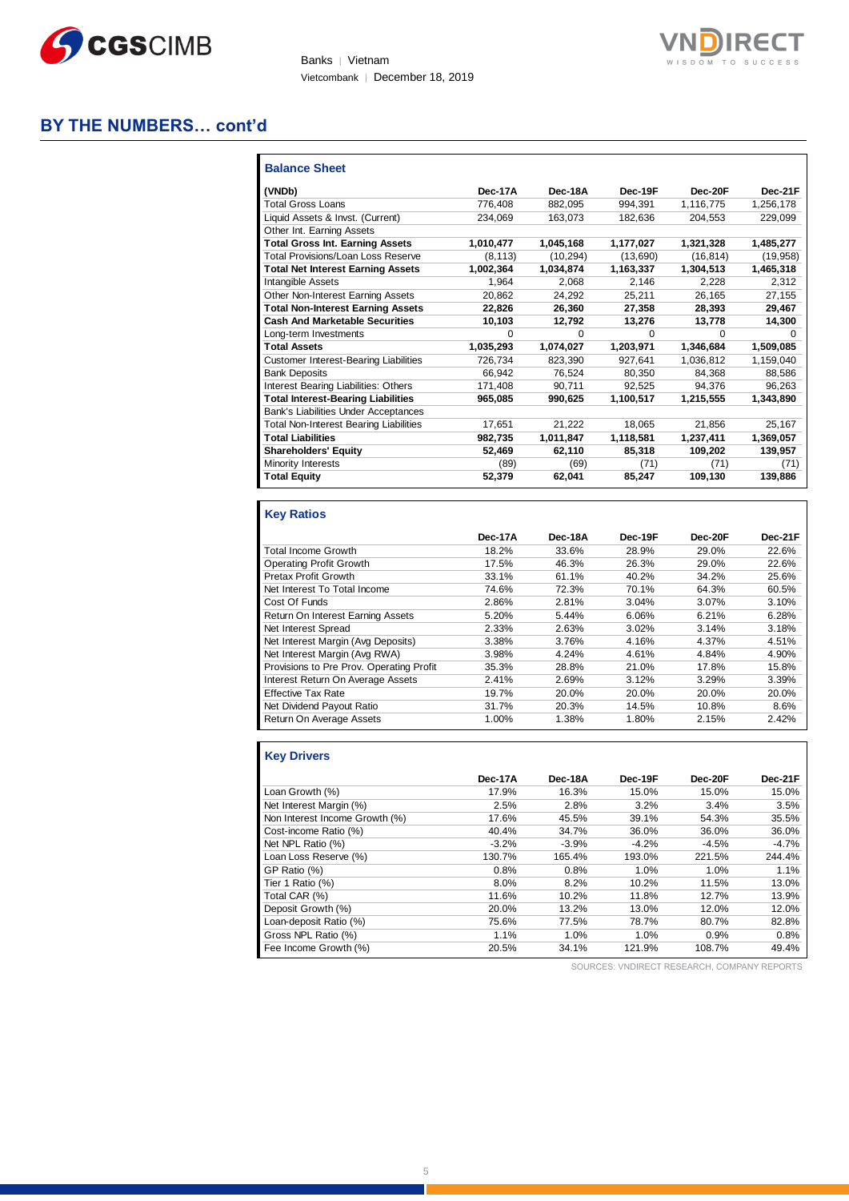## BY THE NUMBERS… cont'd

### Balance Sheet

| (VNDb) | Dec-17A | Dec-18A | Dec-19F | Dec-20F | Dec-21F |
|---|---|---|---|---|---|
| Total Gross Loans | 776,408 | 882,095 | 994,391 | 1,116,775 | 1,256,178 |
| Liquid Assets & Invst. (Current) | 234,069 | 163,073 | 182,636 | 204,553 | 229,099 |
| Other Int. Earning Assets | | | | | |
| **Total Gross Int. Earning Assets** | **1,010,477** | **1,045,168** | **1,177,027** | **1,321,328** | **1,485,277** |
| Total Provisions/Loan Loss Reserve | (8,113) | (10,294) | (13,690) | (16,814) | (19,958) |
| **Total Net Interest Earning Assets** | **1,002,364** | **1,034,874** | **1,163,337** | **1,304,513** | **1,465,318** |
| Intangible Assets | 1,964 | 2,068 | 2,146 | 2,228 | 2,312 |
| Other Non-Interest Earning Assets | 20,862 | 24,292 | 25,211 | 26,165 | 27,155 |
| **Total Non-Interest Earning Assets** | **22,826** | **26,360** | **27,358** | **28,393** | **29,467** |
| **Cash And Marketable Securities** | **10,103** | **12,792** | **13,276** | **13,778** | **14,300** |
| Long-term Investments | 0 | 0 | 0 | 0 | 0 |
| **Total Assets** | **1,035,293** | **1,074,027** | **1,203,971** | **1,346,684** | **1,509,085** |
| Customer Interest-Bearing Liabilities | 726,734 | 823,390 | 927,641 | 1,036,812 | 1,159,040 |
| Bank Deposits | 66,942 | 76,524 | 80,350 | 84,368 | 88,586 |
| Interest Bearing Liabilities: Others | 171,408 | 90,711 | 92,525 | 94,376 | 96,263 |
| **Total Interest-Bearing Liabilities** | **965,085** | **990,625** | **1,100,517** | **1,215,555** | **1,343,890** |
| Bank's Liabilities Under Acceptances | | | | | |
| Total Non-Interest Bearing Liabilities | 17,651 | 21,222 | 18,065 | 21,856 | 25,167 |
| **Total Liabilities** | **982,735** | **1,011,847** | **1,118,581** | **1,237,411** | **1,369,057** |
| **Shareholders' Equity** | **52,469** | **62,110** | **85,318** | **109,202** | **139,957** |
| Minority Interests | (89) | (69) | (71) | (71) | (71) |
| **Total Equity** | **52,379** | **62,041** | **85,247** | **109,130** | **139,886** |

### Key Ratios

| | Dec-17A | Dec-18A | Dec-19F | Dec-20F | Dec-21F |
|---|---|---|---|---|---|
| Total Income Growth | 18.2% | 33.6% | 28.9% | 29.0% | 22.6% |
| Operating Profit Growth | 17.5% | 46.3% | 26.3% | 29.0% | 22.6% |
| Pretax Profit Growth | 33.1% | 61.1% | 40.2% | 34.2% | 25.6% |
| Net Interest To Total Income | 74.6% | 72.3% | 70.1% | 64.3% | 60.5% |
| Cost Of Funds | 2.86% | 2.81% | 3.04% | 3.07% | 3.10% |
| Return On Interest Earning Assets | 5.20% | 5.44% | 6.06% | 6.21% | 6.28% |
| Net Interest Spread | 2.33% | 2.63% | 3.02% | 3.14% | 3.18% |
| Net Interest Margin (Avg Deposits) | 3.38% | 3.76% | 4.16% | 4.37% | 4.51% |
| Net Interest Margin (Avg RWA) | 3.98% | 4.24% | 4.61% | 4.84% | 4.90% |
| Provisions to Pre Prov. Operating Profit | 35.3% | 28.8% | 21.0% | 17.8% | 15.8% |
| Interest Return On Average Assets | 2.41% | 2.69% | 3.12% | 3.29% | 3.39% |
| Effective Tax Rate | 19.7% | 20.0% | 20.0% | 20.0% | 20.0% |
| Net Dividend Payout Ratio | 31.7% | 20.3% | 14.5% | 10.8% | 8.6% |
| Return On Average Assets | 1.00% | 1.38% | 1.80% | 2.15% | 2.42% |

### Key Drivers

| | Dec-17A | Dec-18A | Dec-19F | Dec-20F | Dec-21F |
|---|---|---|---|---|---|
| Loan Growth (%) | 17.9% | 16.3% | 15.0% | 15.0% | 15.0% |
| Net Interest Margin (%) | 2.5% | 2.8% | 3.2% | 3.4% | 3.5% |
| Non Interest Income Growth (%) | 17.6% | 45.5% | 39.1% | 54.3% | 35.5% |
| Cost-income Ratio (%) | 40.4% | 34.7% | 36.0% | 36.0% | 36.0% |
| Net NPL Ratio (%) | -3.2% | -3.9% | -4.2% | -4.5% | -4.7% |
| Loan Loss Reserve (%) | 130.7% | 165.4% | 193.0% | 221.5% | 244.4% |
| GP Ratio (%) | 0.8% | 0.8% | 1.0% | 1.0% | 1.1% |
| Tier 1 Ratio (%) | 8.0% | 8.2% | 10.2% | 11.5% | 13.0% |
| Total CAR (%) | 11.6% | 10.2% | 11.8% | 12.7% | 13.9% |
| Deposit Growth (%) | 20.0% | 13.2% | 13.0% | 12.0% | 12.0% |
| Loan-deposit Ratio (%) | 75.6% | 77.5% | 78.7% | 80.7% | 82.8% |
| Gross NPL Ratio (%) | 1.1% | 1.0% | 1.0% | 0.9% | 0.8% |
| Fee Income Growth (%) | 20.5% | 34.1% | 121.9% | 108.7% | 49.4% |

SOURCES: VNDIRECT RESEARCH, COMPANY REPORTS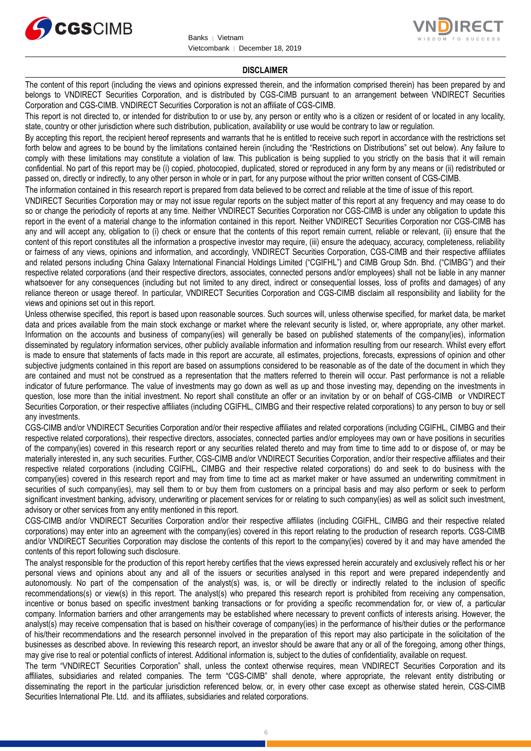## DISCLAIMER

The content of this report (including the views and opinions expressed therein, and the information comprised therein) has been prepared by and belongs to VNDIRECT Securities Corporation, and is distributed by CGS-CIMB pursuant to an arrangement between VNDIRECT Securities Corporation and CGS-CIMB. VNDIRECT Securities Corporation is not an affiliate of CGS-CIMB.

This report is not directed to, or intended for distribution to or use by, any person or entity who is a citizen or resident of or located in any locality, state, country or other jurisdiction where such distribution, publication, availability or use would be contrary to law or regulation.

By accepting this report, the recipient hereof represents and warrants that he is entitled to receive such report in accordance with the restrictions set forth below and agrees to be bound by the limitations contained herein (including the "Restrictions on Distributions" set out below). Any failure to comply with these limitations may constitute a violation of law. This publication is being supplied to you strictly on the basis that it will remain confidential. No part of this report may be (i) copied, photocopied, duplicated, stored or reproduced in any form by any means or (ii) redistributed or passed on, directly or indirectly, to any other person in whole or in part, for any purpose without the prior written consent of CGS-CIMB.

The information contained in this research report is prepared from data believed to be correct and reliable at the time of issue of this report.

VNDIRECT Securities Corporation may or may not issue regular reports on the subject matter of this report at any frequency and may cease to do so or change the periodicity of reports at any time. Neither VNDIRECT Securities Corporation nor CGS-CIMB is under any obligation to update this report in the event of a material change to the information contained in this report. Neither VNDIRECT Securities Corporation nor CGS-CIMB has any and will accept any, obligation to (i) check or ensure that the contents of this report remain current, reliable or relevant, (ii) ensure that the content of this report constitutes all the information a prospective investor may require, (iii) ensure the adequacy, accuracy, completeness, reliability or fairness of any views, opinions and information, and accordingly, VNDIRECT Securities Corporation, CGS-CIMB and their respective affiliates and related persons including China Galaxy International Financial Holdings Limited ("CGIFHL") and CIMB Group Sdn. Bhd. ("CIMBG") and their respective related corporations (and their respective directors, associates, connected persons and/or employees) shall not be liable in any manner whatsoever for any consequences (including but not limited to any direct, indirect or consequential losses, loss of profits and damages) of any reliance thereon or usage thereof. In particular, VNDIRECT Securities Corporation and CGS-CIMB disclaim all responsibility and liability for the views and opinions set out in this report.

Unless otherwise specified, this report is based upon reasonable sources. Such sources will, unless otherwise specified, for market data, be market data and prices available from the main stock exchange or market where the relevant security is listed, or, where appropriate, any other market. Information on the accounts and business of company(ies) will generally be based on published statements of the company(ies), information disseminated by regulatory information services, other publicly available information and information resulting from our research. Whilst every effort is made to ensure that statements of facts made in this report are accurate, all estimates, projections, forecasts, expressions of opinion and other subjective judgments contained in this report are based on assumptions considered to be reasonable as of the date of the document in which they are contained and must not be construed as a representation that the matters referred to therein will occur. Past performance is not a reliable indicator of future performance. The value of investments may go down as well as up and those investing may, depending on the investments in question, lose more than the initial investment. No report shall constitute an offer or an invitation by or on behalf of CGS-CIMB or VNDIRECT Securities Corporation, or their respective affiliates (including CGIFHL, CIMBG and their respective related corporations) to any person to buy or sell any investments.

CGS-CIMB and/or VNDIRECT Securities Corporation and/or their respective affiliates and related corporations (including CGIFHL, CIMBG and their respective related corporations), their respective directors, associates, connected parties and/or employees may own or have positions in securities of the company(ies) covered in this research report or any securities related thereto and may from time to time add to or dispose of, or may be materially interested in, any such securities. Further, CGS-CIMB and/or VNDIRECT Securities Corporation, and/or their respective affiliates and their respective related corporations (including CGIFHL, CIMBG and their respective related corporations) do and seek to do business with the company(ies) covered in this research report and may from time to time act as market maker or have assumed an underwriting commitment in securities of such company(ies), may sell them to or buy them from customers on a principal basis and may also perform or seek to perform significant investment banking, advisory, underwriting or placement services for or relating to such company(ies) as well as solicit such investment, advisory or other services from any entity mentioned in this report.

CGS-CIMB and/or VNDIRECT Securities Corporation and/or their respective affiliates (including CGIFHL, CIMBG and their respective related corporations) may enter into an agreement with the company(ies) covered in this report relating to the production of research reports. CGS-CIMB and/or VNDIRECT Securities Corporation may disclose the contents of this report to the company(ies) covered by it and may have amended the contents of this report following such disclosure.

The analyst responsible for the production of this report hereby certifies that the views expressed herein accurately and exclusively reflect his or her personal views and opinions about any and all of the issuers or securities analysed in this report and were prepared independently and autonomously. No part of the compensation of the analyst(s) was, is, or will be directly or indirectly related to the inclusion of specific recommendations(s) or view(s) in this report. The analyst(s) who prepared this research report is prohibited from receiving any compensation, incentive or bonus based on specific investment banking transactions or for providing a specific recommendation for, or view of, a particular company. Information barriers and other arrangements may be established where necessary to prevent conflicts of interests arising. However, the analyst(s) may receive compensation that is based on his/their coverage of company(ies) in the performance of his/their duties or the performance of his/their recommendations and the research personnel involved in the preparation of this report may also participate in the solicitation of the businesses as described above. In reviewing this research report, an investor should be aware that any or all of the foregoing, among other things, may give rise to real or potential conflicts of interest. Additional information is, subject to the duties of confidentiality, available on request.

The term "VNDIRECT Securities Corporation" shall, unless the context otherwise requires, mean VNDIRECT Securities Corporation and its affiliates, subsidiaries and related companies. The term "CGS-CIMB" shall denote, where appropriate, the relevant entity distributing or disseminating the report in the particular jurisdiction referenced below, or, in every other case except as otherwise stated herein, CGS-CIMB Securities International Pte. Ltd. and its affiliates, subsidiaries and related corporations.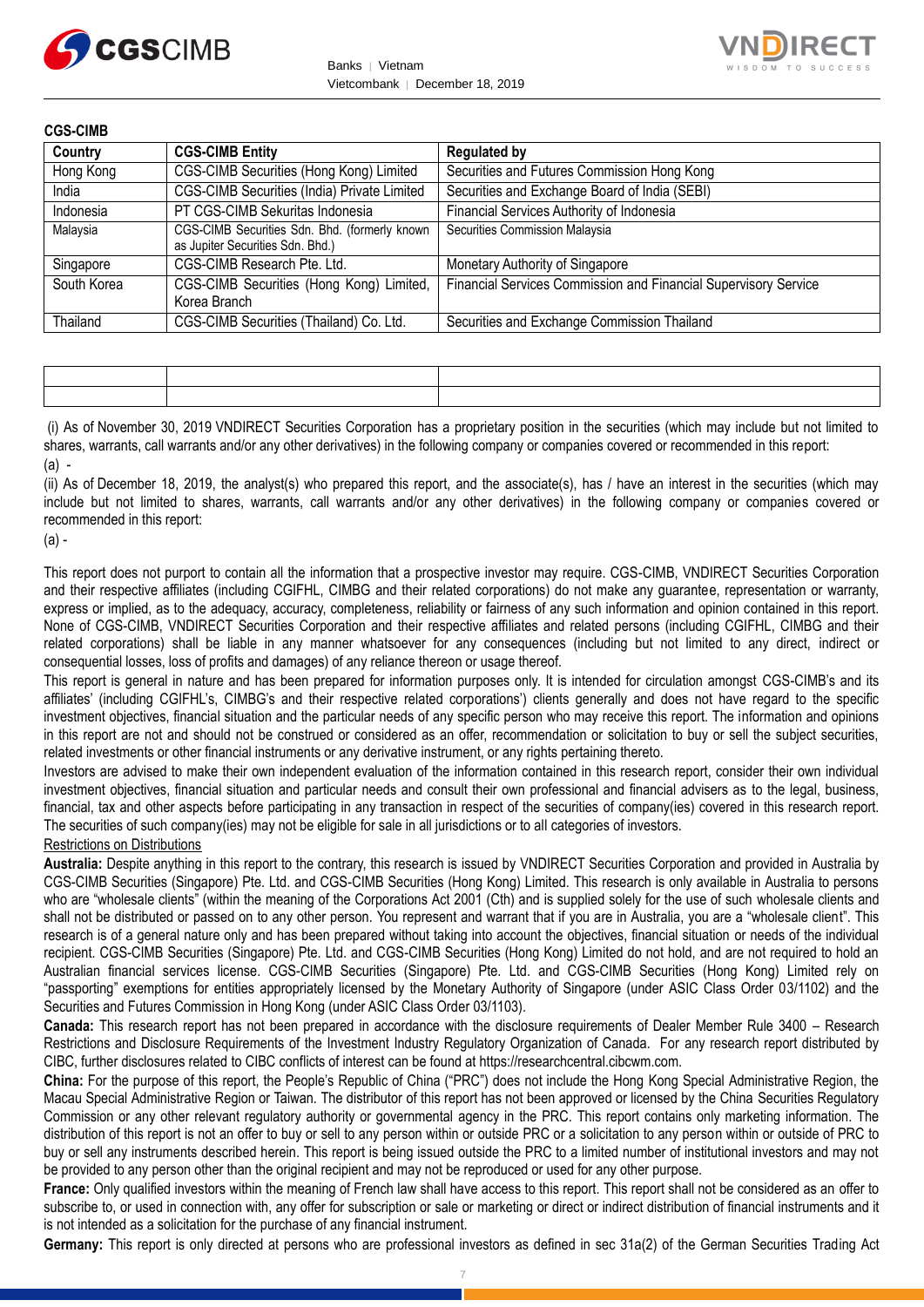**CGS-CIMB**

| Country | CGS-CIMB Entity | Regulated by |
| --- | --- | --- |
| Hong Kong | CGS-CIMB Securities (Hong Kong) Limited | Securities and Futures Commission Hong Kong |
| India | CGS-CIMB Securities (India) Private Limited | Securities and Exchange Board of India (SEBI) |
| Indonesia | PT CGS-CIMB Sekuritas Indonesia | Financial Services Authority of Indonesia |
| Malaysia | CGS-CIMB Securities Sdn. Bhd. (formerly known as Jupiter Securities Sdn. Bhd.) | Securities Commission Malaysia |
| Singapore | CGS-CIMB Research Pte. Ltd. | Monetary Authority of Singapore |
| South Korea | CGS-CIMB Securities (Hong Kong) Limited, Korea Branch | Financial Services Commission and Financial Supervisory Service |
| Thailand | CGS-CIMB Securities (Thailand) Co. Ltd. | Securities and Exchange Commission Thailand |

|  |  |  |
| --- | --- | --- |
|  |  |  |

(i) As of November 30, 2019 VNDIRECT Securities Corporation has a proprietary position in the securities (which may include but not limited to shares, warrants, call warrants and/or any other derivatives) in the following company or companies covered or recommended in this report:

(a) -

(ii) As of December 18, 2019, the analyst(s) who prepared this report, and the associate(s), has / have an interest in the securities (which may include but not limited to shares, warrants, call warrants and/or any other derivatives) in the following company or companies covered or recommended in this report:

(a) -

This report does not purport to contain all the information that a prospective investor may require. CGS-CIMB, VNDIRECT Securities Corporation and their respective affiliates (including CGIFHL, CIMBG and their related corporations) do not make any guarantee, representation or warranty, express or implied, as to the adequacy, accuracy, completeness, reliability or fairness of any such information and opinion contained in this report. None of CGS-CIMB, VNDIRECT Securities Corporation and their respective affiliates and related persons (including CGIFHL, CIMBG and their related corporations) shall be liable in any manner whatsoever for any consequences (including but not limited to any direct, indirect or consequential losses, loss of profits and damages) of any reliance thereon or usage thereof.

This report is general in nature and has been prepared for information purposes only. It is intended for circulation amongst CGS-CIMB's and its affiliates' (including CGIFHL's, CIMBG's and their respective related corporations') clients generally and does not have regard to the specific investment objectives, financial situation and the particular needs of any specific person who may receive this report. The information and opinions in this report are not and should not be construed or considered as an offer, recommendation or solicitation to buy or sell the subject securities, related investments or other financial instruments or any derivative instrument, or any rights pertaining thereto.

Investors are advised to make their own independent evaluation of the information contained in this research report, consider their own individual investment objectives, financial situation and particular needs and consult their own professional and financial advisers as to the legal, business, financial, tax and other aspects before participating in any transaction in respect of the securities of company(ies) covered in this research report. The securities of such company(ies) may not be eligible for sale in all jurisdictions or to all categories of investors.

Restrictions on Distributions

**Australia:** Despite anything in this report to the contrary, this research is issued by VNDIRECT Securities Corporation and provided in Australia by CGS-CIMB Securities (Singapore) Pte. Ltd. and CGS-CIMB Securities (Hong Kong) Limited. This research is only available in Australia to persons who are "wholesale clients" (within the meaning of the Corporations Act 2001 (Cth) and is supplied solely for the use of such wholesale clients and shall not be distributed or passed on to any other person. You represent and warrant that if you are in Australia, you are a "wholesale client". This research is of a general nature only and has been prepared without taking into account the objectives, financial situation or needs of the individual recipient. CGS-CIMB Securities (Singapore) Pte. Ltd. and CGS-CIMB Securities (Hong Kong) Limited do not hold, and are not required to hold an Australian financial services license. CGS-CIMB Securities (Singapore) Pte. Ltd. and CGS-CIMB Securities (Hong Kong) Limited rely on "passporting" exemptions for entities appropriately licensed by the Monetary Authority of Singapore (under ASIC Class Order 03/1102) and the Securities and Futures Commission in Hong Kong (under ASIC Class Order 03/1103).

**Canada:** This research report has not been prepared in accordance with the disclosure requirements of Dealer Member Rule 3400 – Research Restrictions and Disclosure Requirements of the Investment Industry Regulatory Organization of Canada. For any research report distributed by CIBC, further disclosures related to CIBC conflicts of interest can be found at https://researchcentral.cibcwm.com.

**China:** For the purpose of this report, the People's Republic of China ("PRC") does not include the Hong Kong Special Administrative Region, the Macau Special Administrative Region or Taiwan. The distributor of this report has not been approved or licensed by the China Securities Regulatory Commission or any other relevant regulatory authority or governmental agency in the PRC. This report contains only marketing information. The distribution of this report is not an offer to buy or sell to any person within or outside PRC or a solicitation to any person within or outside of PRC to buy or sell any instruments described herein. This report is being issued outside the PRC to a limited number of institutional investors and may not be provided to any person other than the original recipient and may not be reproduced or used for any other purpose.

**France:** Only qualified investors within the meaning of French law shall have access to this report. This report shall not be considered as an offer to subscribe to, or used in connection with, any offer for subscription or sale or marketing or direct or indirect distribution of financial instruments and it is not intended as a solicitation for the purchase of any financial instrument.

**Germany:** This report is only directed at persons who are professional investors as defined in sec 31a(2) of the German Securities Trading Act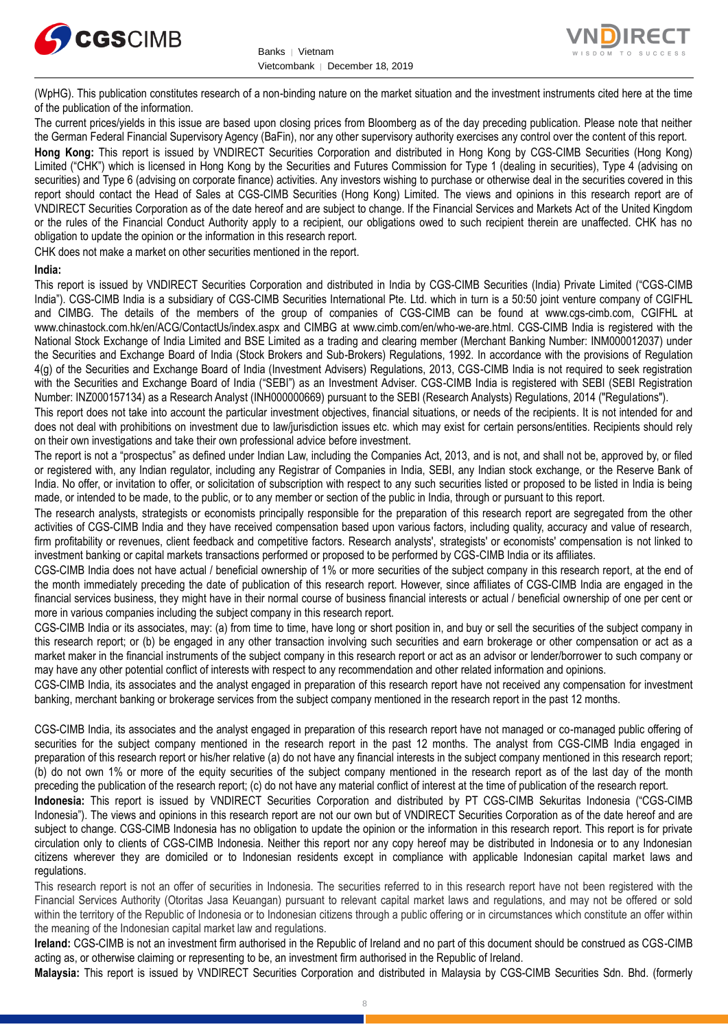(WpHG). This publication constitutes research of a non-binding nature on the market situation and the investment instruments cited here at the time of the publication of the information.

The current prices/yields in this issue are based upon closing prices from Bloomberg as of the day preceding publication. Please note that neither the German Federal Financial Supervisory Agency (BaFin), nor any other supervisory authority exercises any control over the content of this report.

**Hong Kong:** This report is issued by VNDIRECT Securities Corporation and distributed in Hong Kong by CGS-CIMB Securities (Hong Kong) Limited ("CHK") which is licensed in Hong Kong by the Securities and Futures Commission for Type 1 (dealing in securities), Type 4 (advising on securities) and Type 6 (advising on corporate finance) activities. Any investors wishing to purchase or otherwise deal in the securities covered in this report should contact the Head of Sales at CGS-CIMB Securities (Hong Kong) Limited. The views and opinions in this research report are of VNDIRECT Securities Corporation as of the date hereof and are subject to change. If the Financial Services and Markets Act of the United Kingdom or the rules of the Financial Conduct Authority apply to a recipient, our obligations owed to such recipient therein are unaffected. CHK has no obligation to update the opinion or the information in this research report.

CHK does not make a market on other securities mentioned in the report.

**India:**

This report is issued by VNDIRECT Securities Corporation and distributed in India by CGS-CIMB Securities (India) Private Limited ("CGS-CIMB India"). CGS-CIMB India is a subsidiary of CGS-CIMB Securities International Pte. Ltd. which in turn is a 50:50 joint venture company of CGIFHL and CIMBG. The details of the members of the group of companies of CGS-CIMB can be found at www.cgs-cimb.com, CGIFHL at www.chinastock.com.hk/en/ACG/ContactUs/index.aspx and CIMBG at www.cimb.com/en/who-we-are.html. CGS-CIMB India is registered with the National Stock Exchange of India Limited and BSE Limited as a trading and clearing member (Merchant Banking Number: INM000012037) under the Securities and Exchange Board of India (Stock Brokers and Sub-Brokers) Regulations, 1992. In accordance with the provisions of Regulation 4(g) of the Securities and Exchange Board of India (Investment Advisers) Regulations, 2013, CGS-CIMB India is not required to seek registration with the Securities and Exchange Board of India ("SEBI") as an Investment Adviser. CGS-CIMB India is registered with SEBI (SEBI Registration Number: INZ000157134) as a Research Analyst (INH000000669) pursuant to the SEBI (Research Analysts) Regulations, 2014 ("Regulations").

This report does not take into account the particular investment objectives, financial situations, or needs of the recipients. It is not intended for and does not deal with prohibitions on investment due to law/jurisdiction issues etc. which may exist for certain persons/entities. Recipients should rely on their own investigations and take their own professional advice before investment.

The report is not a "prospectus" as defined under Indian Law, including the Companies Act, 2013, and is not, and shall not be, approved by, or filed or registered with, any Indian regulator, including any Registrar of Companies in India, SEBI, any Indian stock exchange, or the Reserve Bank of India. No offer, or invitation to offer, or solicitation of subscription with respect to any such securities listed or proposed to be listed in India is being made, or intended to be made, to the public, or to any member or section of the public in India, through or pursuant to this report.

The research analysts, strategists or economists principally responsible for the preparation of this research report are segregated from the other activities of CGS-CIMB India and they have received compensation based upon various factors, including quality, accuracy and value of research, firm profitability or revenues, client feedback and competitive factors. Research analysts', strategists' or economists' compensation is not linked to investment banking or capital markets transactions performed or proposed to be performed by CGS-CIMB India or its affiliates.

CGS-CIMB India does not have actual / beneficial ownership of 1% or more securities of the subject company in this research report, at the end of the month immediately preceding the date of publication of this research report. However, since affiliates of CGS-CIMB India are engaged in the financial services business, they might have in their normal course of business financial interests or actual / beneficial ownership of one per cent or more in various companies including the subject company in this research report.

CGS-CIMB India or its associates, may: (a) from time to time, have long or short position in, and buy or sell the securities of the subject company in this research report; or (b) be engaged in any other transaction involving such securities and earn brokerage or other compensation or act as a market maker in the financial instruments of the subject company in this research report or act as an advisor or lender/borrower to such company or may have any other potential conflict of interests with respect to any recommendation and other related information and opinions.

CGS-CIMB India, its associates and the analyst engaged in preparation of this research report have not received any compensation for investment banking, merchant banking or brokerage services from the subject company mentioned in the research report in the past 12 months.

CGS-CIMB India, its associates and the analyst engaged in preparation of this research report have not managed or co-managed public offering of securities for the subject company mentioned in the research report in the past 12 months. The analyst from CGS-CIMB India engaged in preparation of this research report or his/her relative (a) do not have any financial interests in the subject company mentioned in this research report; (b) do not own 1% or more of the equity securities of the subject company mentioned in the research report as of the last day of the month preceding the publication of the research report; (c) do not have any material conflict of interest at the time of publication of the research report.

**Indonesia:** This report is issued by VNDIRECT Securities Corporation and distributed by PT CGS-CIMB Sekuritas Indonesia ("CGS-CIMB Indonesia"). The views and opinions in this research report are not our own but of VNDIRECT Securities Corporation as of the date hereof and are subject to change. CGS-CIMB Indonesia has no obligation to update the opinion or the information in this research report. This report is for private circulation only to clients of CGS-CIMB Indonesia. Neither this report nor any copy hereof may be distributed in Indonesia or to any Indonesian citizens wherever they are domiciled or to Indonesian residents except in compliance with applicable Indonesian capital market laws and regulations.

This research report is not an offer of securities in Indonesia. The securities referred to in this research report have not been registered with the Financial Services Authority (Otoritas Jasa Keuangan) pursuant to relevant capital market laws and regulations, and may not be offered or sold within the territory of the Republic of Indonesia or to Indonesian citizens through a public offering or in circumstances which constitute an offer within the meaning of the Indonesian capital market law and regulations.

**Ireland:** CGS-CIMB is not an investment firm authorised in the Republic of Ireland and no part of this document should be construed as CGS-CIMB acting as, or otherwise claiming or representing to be, an investment firm authorised in the Republic of Ireland.

**Malaysia:** This report is issued by VNDIRECT Securities Corporation and distributed in Malaysia by CGS-CIMB Securities Sdn. Bhd. (formerly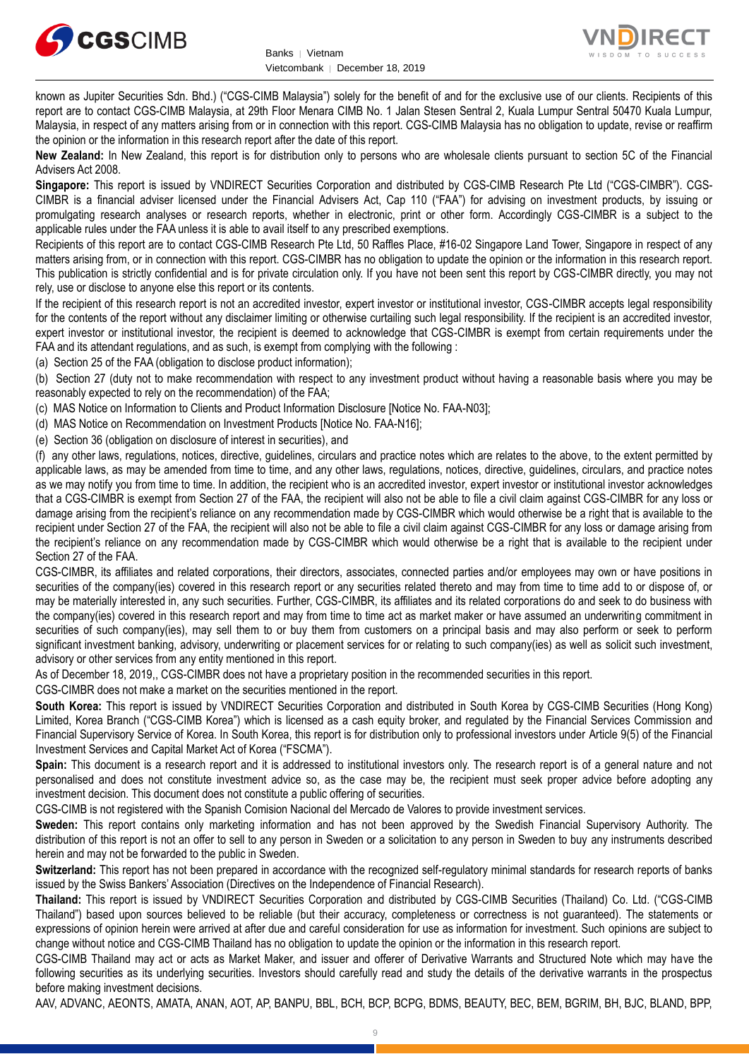known as Jupiter Securities Sdn. Bhd.) ("CGS-CIMB Malaysia") solely for the benefit of and for the exclusive use of our clients. Recipients of this report are to contact CGS-CIMB Malaysia, at 29th Floor Menara CIMB No. 1 Jalan Stesen Sentral 2, Kuala Lumpur Sentral 50470 Kuala Lumpur, Malaysia, in respect of any matters arising from or in connection with this report. CGS-CIMB Malaysia has no obligation to update, revise or reaffirm the opinion or the information in this research report after the date of this report.

**New Zealand:** In New Zealand, this report is for distribution only to persons who are wholesale clients pursuant to section 5C of the Financial Advisers Act 2008.

**Singapore:** This report is issued by VNDIRECT Securities Corporation and distributed by CGS-CIMB Research Pte Ltd ("CGS-CIMBR"). CGS-CIMBR is a financial adviser licensed under the Financial Advisers Act, Cap 110 ("FAA") for advising on investment products, by issuing or promulgating research analyses or research reports, whether in electronic, print or other form. Accordingly CGS-CIMBR is a subject to the applicable rules under the FAA unless it is able to avail itself to any prescribed exemptions.

Recipients of this report are to contact CGS-CIMB Research Pte Ltd, 50 Raffles Place, #16-02 Singapore Land Tower, Singapore in respect of any matters arising from, or in connection with this report. CGS-CIMBR has no obligation to update the opinion or the information in this research report. This publication is strictly confidential and is for private circulation only. If you have not been sent this report by CGS-CIMBR directly, you may not rely, use or disclose to anyone else this report or its contents.

If the recipient of this research report is not an accredited investor, expert investor or institutional investor, CGS-CIMBR accepts legal responsibility for the contents of the report without any disclaimer limiting or otherwise curtailing such legal responsibility. If the recipient is an accredited investor, expert investor or institutional investor, the recipient is deemed to acknowledge that CGS-CIMBR is exempt from certain requirements under the FAA and its attendant regulations, and as such, is exempt from complying with the following :

(a) Section 25 of the FAA (obligation to disclose product information);

(b) Section 27 (duty not to make recommendation with respect to any investment product without having a reasonable basis where you may be reasonably expected to rely on the recommendation) of the FAA;

(c) MAS Notice on Information to Clients and Product Information Disclosure [Notice No. FAA-N03];

(d) MAS Notice on Recommendation on Investment Products [Notice No. FAA-N16];

(e) Section 36 (obligation on disclosure of interest in securities), and

(f) any other laws, regulations, notices, directive, guidelines, circulars and practice notes which are relates to the above, to the extent permitted by applicable laws, as may be amended from time to time, and any other laws, regulations, notices, directive, guidelines, circulars, and practice notes as we may notify you from time to time. In addition, the recipient who is an accredited investor, expert investor or institutional investor acknowledges that a CGS-CIMBR is exempt from Section 27 of the FAA, the recipient will also not be able to file a civil claim against CGS-CIMBR for any loss or damage arising from the recipient's reliance on any recommendation made by CGS-CIMBR which would otherwise be a right that is available to the recipient under Section 27 of the FAA, the recipient will also not be able to file a civil claim against CGS-CIMBR for any loss or damage arising from the recipient's reliance on any recommendation made by CGS-CIMBR which would otherwise be a right that is available to the recipient under Section 27 of the FAA.

CGS-CIMBR, its affiliates and related corporations, their directors, associates, connected parties and/or employees may own or have positions in securities of the company(ies) covered in this research report or any securities related thereto and may from time to time add to or dispose of, or may be materially interested in, any such securities. Further, CGS-CIMBR, its affiliates and its related corporations do and seek to do business with the company(ies) covered in this research report and may from time to time act as market maker or have assumed an underwriting commitment in securities of such company(ies), may sell them to or buy them from customers on a principal basis and may also perform or seek to perform significant investment banking, advisory, underwriting or placement services for or relating to such company(ies) as well as solicit such investment, advisory or other services from any entity mentioned in this report.

As of December 18, 2019,, CGS-CIMBR does not have a proprietary position in the recommended securities in this report.

CGS-CIMBR does not make a market on the securities mentioned in the report.

**South Korea:** This report is issued by VNDIRECT Securities Corporation and distributed in South Korea by CGS-CIMB Securities (Hong Kong) Limited, Korea Branch ("CGS-CIMB Korea") which is licensed as a cash equity broker, and regulated by the Financial Services Commission and Financial Supervisory Service of Korea. In South Korea, this report is for distribution only to professional investors under Article 9(5) of the Financial Investment Services and Capital Market Act of Korea ("FSCMA").

**Spain:** This document is a research report and it is addressed to institutional investors only. The research report is of a general nature and not personalised and does not constitute investment advice so, as the case may be, the recipient must seek proper advice before adopting any investment decision. This document does not constitute a public offering of securities.

CGS-CIMB is not registered with the Spanish Comision Nacional del Mercado de Valores to provide investment services.

**Sweden:** This report contains only marketing information and has not been approved by the Swedish Financial Supervisory Authority. The distribution of this report is not an offer to sell to any person in Sweden or a solicitation to any person in Sweden to buy any instruments described herein and may not be forwarded to the public in Sweden.

**Switzerland:** This report has not been prepared in accordance with the recognized self-regulatory minimal standards for research reports of banks issued by the Swiss Bankers' Association (Directives on the Independence of Financial Research).

**Thailand:** This report is issued by VNDIRECT Securities Corporation and distributed by CGS-CIMB Securities (Thailand) Co. Ltd. ("CGS-CIMB Thailand") based upon sources believed to be reliable (but their accuracy, completeness or correctness is not guaranteed). The statements or expressions of opinion herein were arrived at after due and careful consideration for use as information for investment. Such opinions are subject to change without notice and CGS-CIMB Thailand has no obligation to update the opinion or the information in this research report.

CGS-CIMB Thailand may act or acts as Market Maker, and issuer and offerer of Derivative Warrants and Structured Note which may have the following securities as its underlying securities. Investors should carefully read and study the details of the derivative warrants in the prospectus before making investment decisions.

AAV, ADVANC, AEONTS, AMATA, ANAN, AOT, AP, BANPU, BBL, BCH, BCP, BCPG, BDMS, BEAUTY, BEC, BEM, BGRIM, BH, BJC, BLAND, BPP,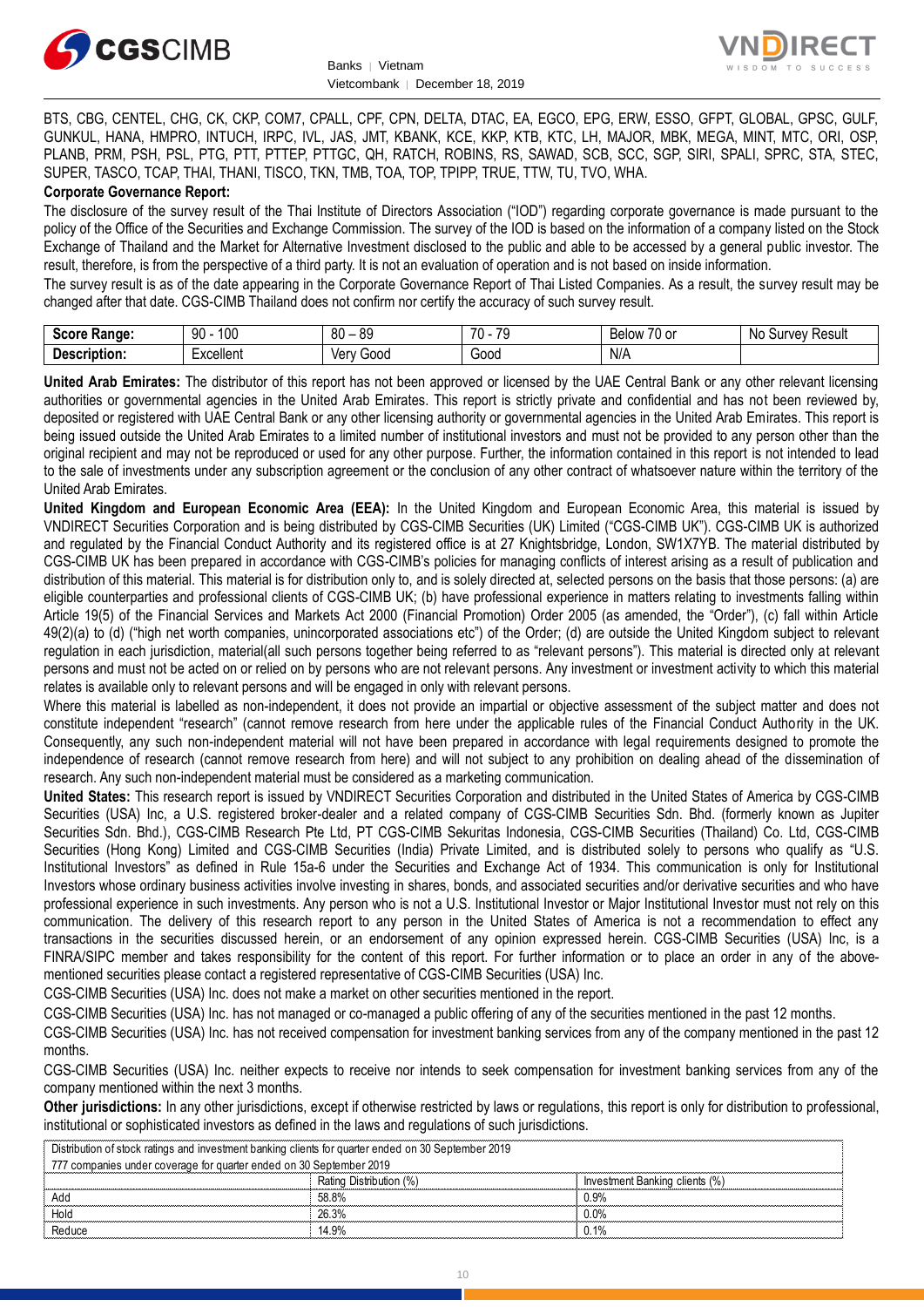BTS, CBG, CENTEL, CHG, CK, CKP, COM7, CPALL, CPF, CPN, DELTA, DTAC, EA, EGCO, EPG, ERW, ESSO, GFPT, GLOBAL, GPSC, GULF, GUNKUL, HANA, HMPRO, INTUCH, IRPC, IVL, JAS, JMT, KBANK, KCE, KKP, KTB, KTC, LH, MAJOR, MBK, MEGA, MINT, MTC, ORI, OSP, PLANB, PRM, PSH, PSL, PTG, PTT, PTTEP, PTTGC, QH, RATCH, ROBINS, RS, SAWAD, SCB, SCC, SGP, SIRI, SPALI, SPRC, STA, STEC, SUPER, TASCO, TCAP, THAI, THANI, TISCO, TKN, TMB, TOA, TOP, TPIPP, TRUE, TTW, TU, TVO, WHA.

**Corporate Governance Report:**

The disclosure of the survey result of the Thai Institute of Directors Association ("IOD") regarding corporate governance is made pursuant to the policy of the Office of the Securities and Exchange Commission. The survey of the IOD is based on the information of a company listed on the Stock Exchange of Thailand and the Market for Alternative Investment disclosed to the public and able to be accessed by a general public investor. The result, therefore, is from the perspective of a third party. It is not an evaluation of operation and is not based on inside information.

The survey result is as of the date appearing in the Corporate Governance Report of Thai Listed Companies. As a result, the survey result may be changed after that date. CGS-CIMB Thailand does not confirm nor certify the accuracy of such survey result.

| **Score Range:** | 90 - 100 | 80 – 89 | 70 - 79 | Below 70 or | No Survey Result |
|---|---|---|---|---|---|
| **Description:** | Excellent | Very Good | Good | N/A | |

**United Arab Emirates:** The distributor of this report has not been approved or licensed by the UAE Central Bank or any other relevant licensing authorities or governmental agencies in the United Arab Emirates. This report is strictly private and confidential and has not been reviewed by, deposited or registered with UAE Central Bank or any other licensing authority or governmental agencies in the United Arab Emirates. This report is being issued outside the United Arab Emirates to a limited number of institutional investors and must not be provided to any person other than the original recipient and may not be reproduced or used for any other purpose. Further, the information contained in this report is not intended to lead to the sale of investments under any subscription agreement or the conclusion of any other contract of whatsoever nature within the territory of the United Arab Emirates.

**United Kingdom and European Economic Area (EEA):** In the United Kingdom and European Economic Area, this material is issued by VNDIRECT Securities Corporation and is being distributed by CGS-CIMB Securities (UK) Limited ("CGS-CIMB UK"). CGS-CIMB UK is authorized and regulated by the Financial Conduct Authority and its registered office is at 27 Knightsbridge, London, SW1X7YB. The material distributed by CGS-CIMB UK has been prepared in accordance with CGS-CIMB's policies for managing conflicts of interest arising as a result of publication and distribution of this material. This material is for distribution only to, and is solely directed at, selected persons on the basis that those persons: (a) are eligible counterparties and professional clients of CGS-CIMB UK; (b) have professional experience in matters relating to investments falling within Article 19(5) of the Financial Services and Markets Act 2000 (Financial Promotion) Order 2005 (as amended, the "Order"), (c) fall within Article 49(2)(a) to (d) ("high net worth companies, unincorporated associations etc") of the Order; (d) are outside the United Kingdom subject to relevant regulation in each jurisdiction, material(all such persons together being referred to as "relevant persons"). This material is directed only at relevant persons and must not be acted on or relied on by persons who are not relevant persons. Any investment or investment activity to which this material relates is available only to relevant persons and will be engaged in only with relevant persons.

Where this material is labelled as non-independent, it does not provide an impartial or objective assessment of the subject matter and does not constitute independent "research" (cannot remove research from here under the applicable rules of the Financial Conduct Authority in the UK. Consequently, any such non-independent material will not have been prepared in accordance with legal requirements designed to promote the independence of research (cannot remove research from here) and will not subject to any prohibition on dealing ahead of the dissemination of research. Any such non-independent material must be considered as a marketing communication.

**United States:** This research report is issued by VNDIRECT Securities Corporation and distributed in the United States of America by CGS-CIMB Securities (USA) Inc, a U.S. registered broker-dealer and a related company of CGS-CIMB Securities Sdn. Bhd. (formerly known as Jupiter Securities Sdn. Bhd.), CGS-CIMB Research Pte Ltd, PT CGS-CIMB Sekuritas Indonesia, CGS-CIMB Securities (Thailand) Co. Ltd, CGS-CIMB Securities (Hong Kong) Limited and CGS-CIMB Securities (India) Private Limited, and is distributed solely to persons who qualify as "U.S. Institutional Investors" as defined in Rule 15a-6 under the Securities and Exchange Act of 1934. This communication is only for Institutional Investors whose ordinary business activities involve investing in shares, bonds, and associated securities and/or derivative securities and who have professional experience in such investments. Any person who is not a U.S. Institutional Investor or Major Institutional Investor must not rely on this communication. The delivery of this research report to any person in the United States of America is not a recommendation to effect any transactions in the securities discussed herein, or an endorsement of any opinion expressed herein. CGS-CIMB Securities (USA) Inc, is a FINRA/SIPC member and takes responsibility for the content of this report. For further information or to place an order in any of the above-mentioned securities please contact a registered representative of CGS-CIMB Securities (USA) Inc.

CGS-CIMB Securities (USA) Inc. does not make a market on other securities mentioned in the report.

CGS-CIMB Securities (USA) Inc. has not managed or co-managed a public offering of any of the securities mentioned in the past 12 months.

CGS-CIMB Securities (USA) Inc. has not received compensation for investment banking services from any of the company mentioned in the past 12 months.

CGS-CIMB Securities (USA) Inc. neither expects to receive nor intends to seek compensation for investment banking services from any of the company mentioned within the next 3 months.

**Other jurisdictions:** In any other jurisdictions, except if otherwise restricted by laws or regulations, this report is only for distribution to professional, institutional or sophisticated investors as defined in the laws and regulations of such jurisdictions.

| Distribution of stock ratings and investment banking clients for quarter ended on 30 September 2019 | | |
|---|---|---|
| 777 companies under coverage for quarter ended on 30 September 2019 | | |
| | Rating Distribution (%) | Investment Banking clients (%) |
| Add | 58.8% | 0.9% |
| Hold | 26.3% | 0.0% |
| Reduce | 14.9% | 0.1% |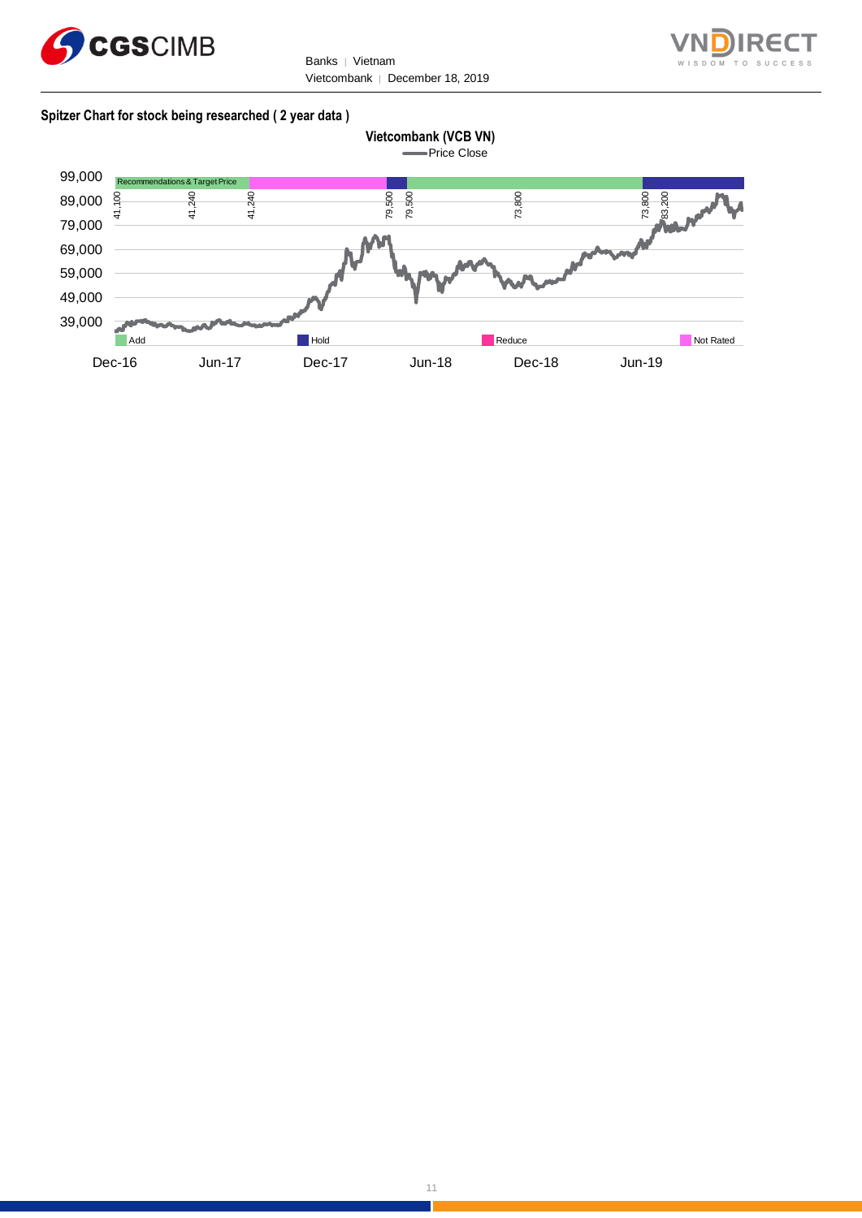**Spitzer Chart for stock being researched ( 2 year data )**

Vietcombank (VCB VN)

Price Close

Recommendations & Target Price

41,100 | 41,240 | 41,240 | 79,500 | 79,500 | 73,800 | 73,800 | 83,200

99,000
89,000
79,000
69,000
59,000
49,000
39,000

Add | Hold | Reduce | Not Rated

Dec-16 | Jun-17 | Dec-17 | Jun-18 | Dec-18 | Jun-19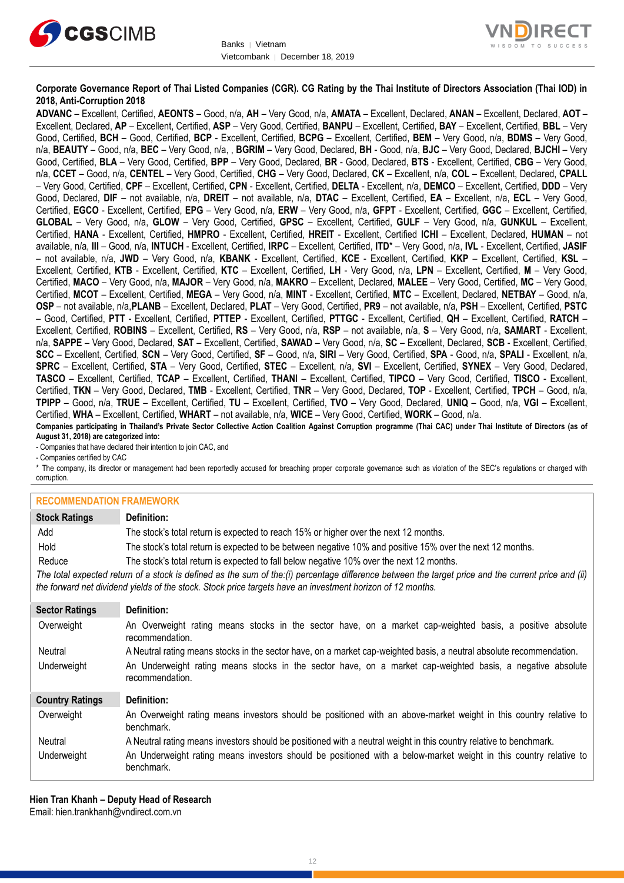**Corporate Governance Report of Thai Listed Companies (CGR). CG Rating by the Thai Institute of Directors Association (Thai IOD) in 2018, Anti-Corruption 2018**

**ADVANC** – Excellent, Certified, **AEONTS** – Good, n/a, **AH** – Very Good, n/a, **AMATA** – Excellent, Declared, **ANAN** – Excellent, Declared, **AOT** – Excellent, Declared, **AP** – Excellent, Certified, **ASP** – Very Good, Certified, **BANPU** – Excellent, Certified, **BAY** – Excellent, Certified, **BBL** – Very Good, Certified, **BCH** – Good, Certified, **BCP** - Excellent, Certified, **BCPG** – Excellent, Certified, **BEM** – Very Good, n/a, **BDMS** – Very Good, n/a, **BEAUTY** – Good, n/a, **BEC** – Very Good, n/a, , **BGRIM** – Very Good, Declared, **BH** - Good, n/a, **BJC** – Very Good, Declared, **BJCHI** – Very Good, Certified, **BLA** – Very Good, Certified, **BPP** – Very Good, Declared, **BR** - Good, Declared, **BTS** - Excellent, Certified, **CBG** – Very Good, n/a, **CCET** – Good, n/a, **CENTEL** – Very Good, Certified, **CHG** – Very Good, Declared, **CK** – Excellent, n/a, **COL** – Excellent, Declared, **CPALL** – Very Good, Certified, **CPF** – Excellent, Certified, **CPN** - Excellent, Certified, **DELTA** - Excellent, n/a, **DEMCO** – Excellent, Certified, **DDD** – Very Good, Declared, **DIF** – not available, n/a, **DREIT** – not available, n/a, **DTAC** – Excellent, Certified, **EA** – Excellent, n/a, **ECL** – Very Good, Certified, **EGCO** - Excellent, Certified, **EPG** – Very Good, n/a, **ERW** – Very Good, n/a, **GFPT** - Excellent, Certified, **GGC** – Excellent, Certified, **GLOBAL** – Very Good, n/a, **GLOW** – Very Good, Certified, **GPSC** – Excellent, Certified, **GULF** – Very Good, n/a, **GUNKUL** – Excellent, Certified, **HANA** - Excellent, Certified, **HMPRO** - Excellent, Certified, **HREIT** - Excellent, Certified **ICHI** – Excellent, Declared, **HUMAN** – not available, n/a, **III** – Good, n/a, **INTUCH** - Excellent, Certified, **IRPC** – Excellent, Certified, **ITD*** – Very Good, n/a, **IVL** - Excellent, Certified, **JASIF** – not available, n/a, **JWD** – Very Good, n/a, **KBANK** - Excellent, Certified, **KCE** - Excellent, Certified, **KKP** – Excellent, Certified, **KSL** – Excellent, Certified, **KTB** - Excellent, Certified, **KTC** – Excellent, Certified, **LH** - Very Good, n/a, **LPN** – Excellent, Certified, **M** – Very Good, Certified, **MACO** – Very Good, n/a, **MAJOR** – Very Good, n/a, **MAKRO** – Excellent, Declared, **MALEE** – Very Good, Certified, **MC** – Very Good, Certified, **MCOT** – Excellent, Certified, **MEGA** – Very Good, n/a, **MINT** - Excellent, Certified, **MTC** – Excellent, Declared, **NETBAY** – Good, n/a, **OSP** – not available, n/a,**PLANB** – Excellent, Declared, **PLAT** – Very Good, Certified, **PR9** – not available, n/a, **PSH** – Excellent, Certified, **PSTC** – Good, Certified, **PTT** - Excellent, Certified, **PTTEP** - Excellent, Certified, **PTTGC** - Excellent, Certified, **QH** – Excellent, Certified, **RATCH** – Excellent, Certified, **ROBINS** – Excellent, Certified, **RS** – Very Good, n/a, **RSP** – not available, n/a, **S** – Very Good, n/a, **SAMART** - Excellent, n/a, **SAPPE** – Very Good, Declared, **SAT** – Excellent, Certified, **SAWAD** – Very Good, n/a, **SC** – Excellent, Declared, **SCB** - Excellent, Certified, **SCC** – Excellent, Certified, **SCN** – Very Good, Certified, **SF** – Good, n/a, **SIRI** – Very Good, Certified, **SPA** - Good, n/a, **SPALI** - Excellent, n/a, **SPRC** – Excellent, Certified, **STA** – Very Good, Certified, **STEC** – Excellent, n/a, **SVI** – Excellent, Certified, **SYNEX** – Very Good, Declared, **TASCO** – Excellent, Certified, **TCAP** – Excellent, Certified, **THANI** – Excellent, Certified, **TIPCO** – Very Good, Certified, **TISCO** - Excellent, Certified, **TKN** – Very Good, Declared, **TMB** - Excellent, Certified, **TNR** – Very Good, Declared, **TOP** - Excellent, Certified, **TPCH** – Good, n/a, **TPIPP** – Good, n/a, **TRUE** – Excellent, Certified, **TU** – Excellent, Certified, **TVO** – Very Good, Declared, **UNIQ** – Good, n/a, **VGI** – Excellent, Certified, **WHA** – Excellent, Certified, **WHART** – not available, n/a, **WICE** – Very Good, Certified, **WORK** – Good, n/a.

**Companies participating in Thailand's Private Sector Collective Action Coalition Against Corruption programme (Thai CAC) under Thai Institute of Directors (as of August 31, 2018) are categorized into:**

- Companies that have declared their intention to join CAC, and
- Companies certified by CAC

* The company, its director or management had been reportedly accused for breaching proper corporate governance such as violation of the SEC's regulations or charged with corruption.

**RECOMMENDATION FRAMEWORK**

| Stock Ratings | Definition: |
|---|---|
| Add | The stock's total return is expected to reach 15% or higher over the next 12 months. |
| Hold | The stock's total return is expected to be between negative 10% and positive 15% over the next 12 months. |
| Reduce | The stock's total return is expected to fall below negative 10% over the next 12 months. |

*The total expected return of a stock is defined as the sum of the:(i) percentage difference between the target price and the current price and (ii) the forward net dividend yields of the stock. Stock price targets have an investment horizon of 12 months.*

| Sector Ratings | Definition: |
|---|---|
| Overweight | An Overweight rating means stocks in the sector have, on a market cap-weighted basis, a positive absolute recommendation. |
| Neutral | A Neutral rating means stocks in the sector have, on a market cap-weighted basis, a neutral absolute recommendation. |
| Underweight | An Underweight rating means stocks in the sector have, on a market cap-weighted basis, a negative absolute recommendation. |

| Country Ratings | Definition: |
|---|---|
| Overweight | An Overweight rating means investors should be positioned with an above-market weight in this country relative to benchmark. |
| Neutral | A Neutral rating means investors should be positioned with a neutral weight in this country relative to benchmark. |
| Underweight | An Underweight rating means investors should be positioned with a below-market weight in this country relative to benchmark. |

**Hien Tran Khanh – Deputy Head of Research**
Email: hien.trankhanh@vndirect.com.vn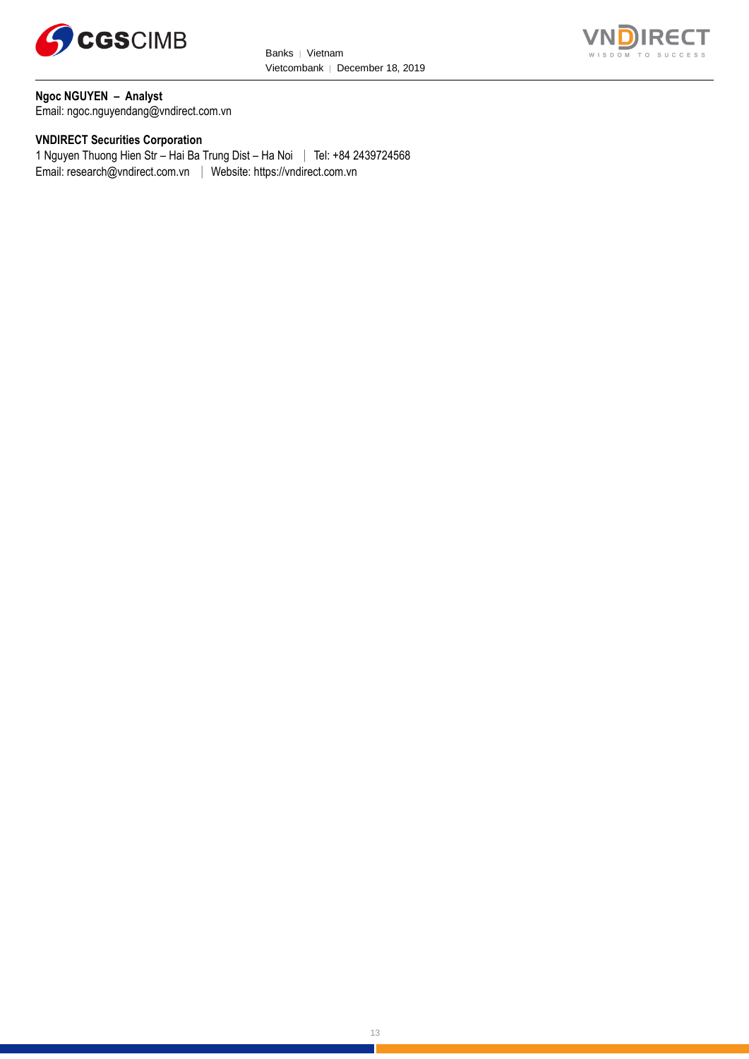**Ngoc NGUYEN – Analyst**
Email: ngoc.nguyendang@vndirect.com.vn

**VNDIRECT Securities Corporation**
1 Nguyen Thuong Hien Str – Hai Ba Trung Dist – Ha Noi | Tel: +84 2439724568
Email: research@vndirect.com.vn | Website: https://vndirect.com.vn